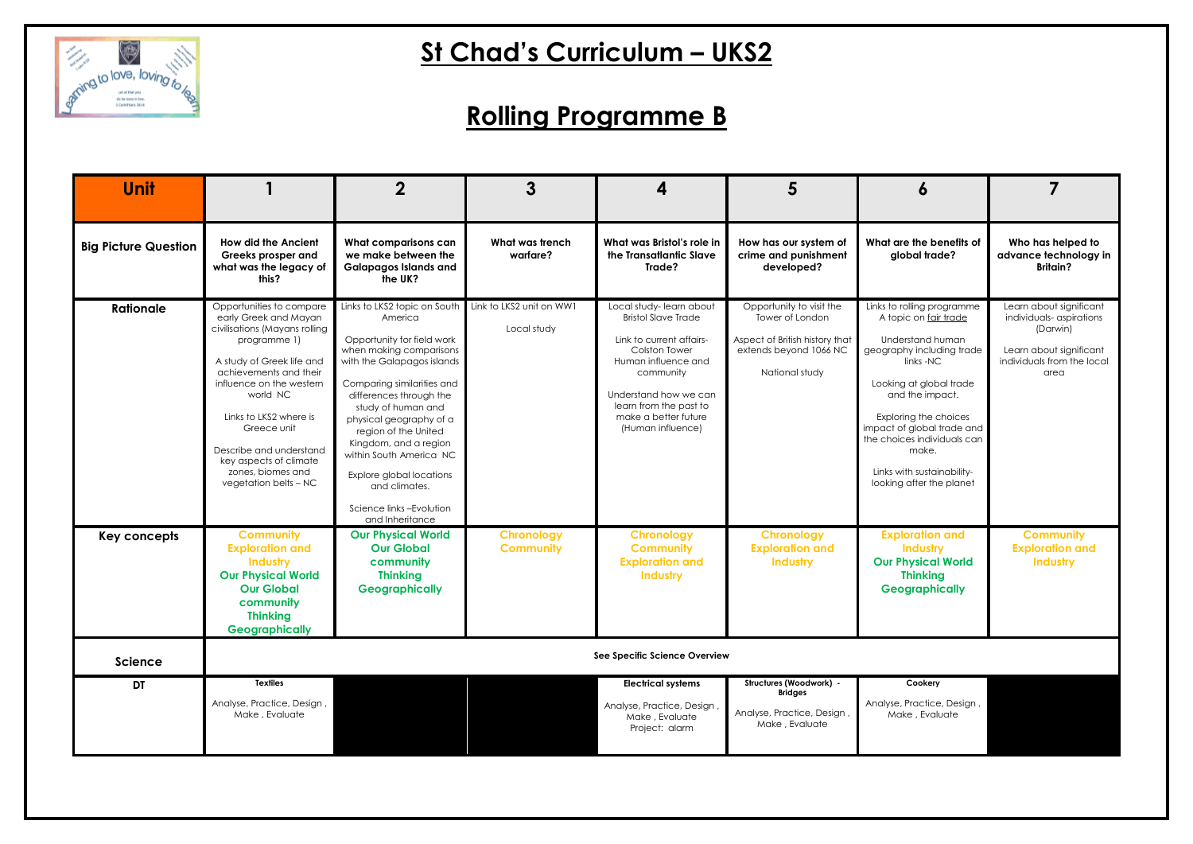# St Chad's Curriculum – UKS2

## Rolling Programme B

| Unit | 1 | 2 | 3 | 4 | 5 | 6 | 7 |
|---|---|---|---|---|---|---|---|
| **Big Picture Question** | **How did the Ancient Greeks prosper and what was the legacy of this?** | **What comparisons can we make between the Galapagos Islands and the UK?** | **What was trench warfare?** | **What was Bristol's role in the Transatlantic Slave Trade?** | **How has our system of crime and punishment developed?** | **What are the benefits of global trade?** | **Who has helped to advance technology in Britain?** |
| **Rationale** | Opportunities to compare early Greek and Mayan civilisations (Mayans rolling programme 1)<br><br>A study of Greek life and achievements and their influence on the western world NC<br><br>Links to LKS2 where is Greece unit<br><br>Describe and understand key aspects of climate zones, biomes and vegetation belts – NC | Links to LKS2 topic on South America<br><br>Opportunity for field work when making comparisons with the Galapagos islands<br><br>Comparing similarities and differences through the study of human and physical geography of a region of the United Kingdom, and a region within South America NC<br><br>Explore global locations and climates.<br><br>Science links –Evolution and Inheritance | Link to LKS2 unit on WW1<br><br>Local study | Local study- learn about Bristol Slave Trade<br><br>Link to current affairs- Colston Tower<br>Human influence and community<br><br>Understand how we can learn from the past to make a better future (Human influence) | Opportunity to visit the Tower of London<br><br>Aspect of British history that extends beyond 1066 NC<br><br>National study | Links to rolling programme A topic on fair trade<br><br>Understand human geography including trade links -NC<br><br>Looking at global trade and the impact.<br><br>Exploring the choices impact of global trade and the choices individuals can make.<br><br>Links with sustainability- looking after the planet | Learn about significant individuals- aspirations (Darwin)<br><br>Learn about significant individuals from the local area |
| **Key concepts** | **Community**<br>**Exploration and Industry**<br>**Our Physical World**<br>**Our Global community**<br>**Thinking Geographically** | **Our Physical World**<br>**Our Global community**<br>**Thinking Geographically** | **Chronology**<br>**Community** | **Chronology**<br>**Community**<br>**Exploration and Industry** | **Chronology**<br>**Exploration and Industry** | **Exploration and Industry**<br>**Our Physical World**<br>**Thinking Geographically** | **Community**<br>**Exploration and Industry** |
| **Science** | **See Specific Science Overview** | | | | | | |
| **DT** | **Textiles**<br><br>Analyse, Practice, Design , Make , Evaluate | | | **Electrical systems**<br><br>Analyse, Practice, Design , Make , Evaluate<br>Project: alarm | **Structures (Woodwork) - Bridges**<br><br>Analyse, Practice, Design , Make , Evaluate | **Cookery**<br><br>Analyse, Practice, Design , Make , Evaluate | |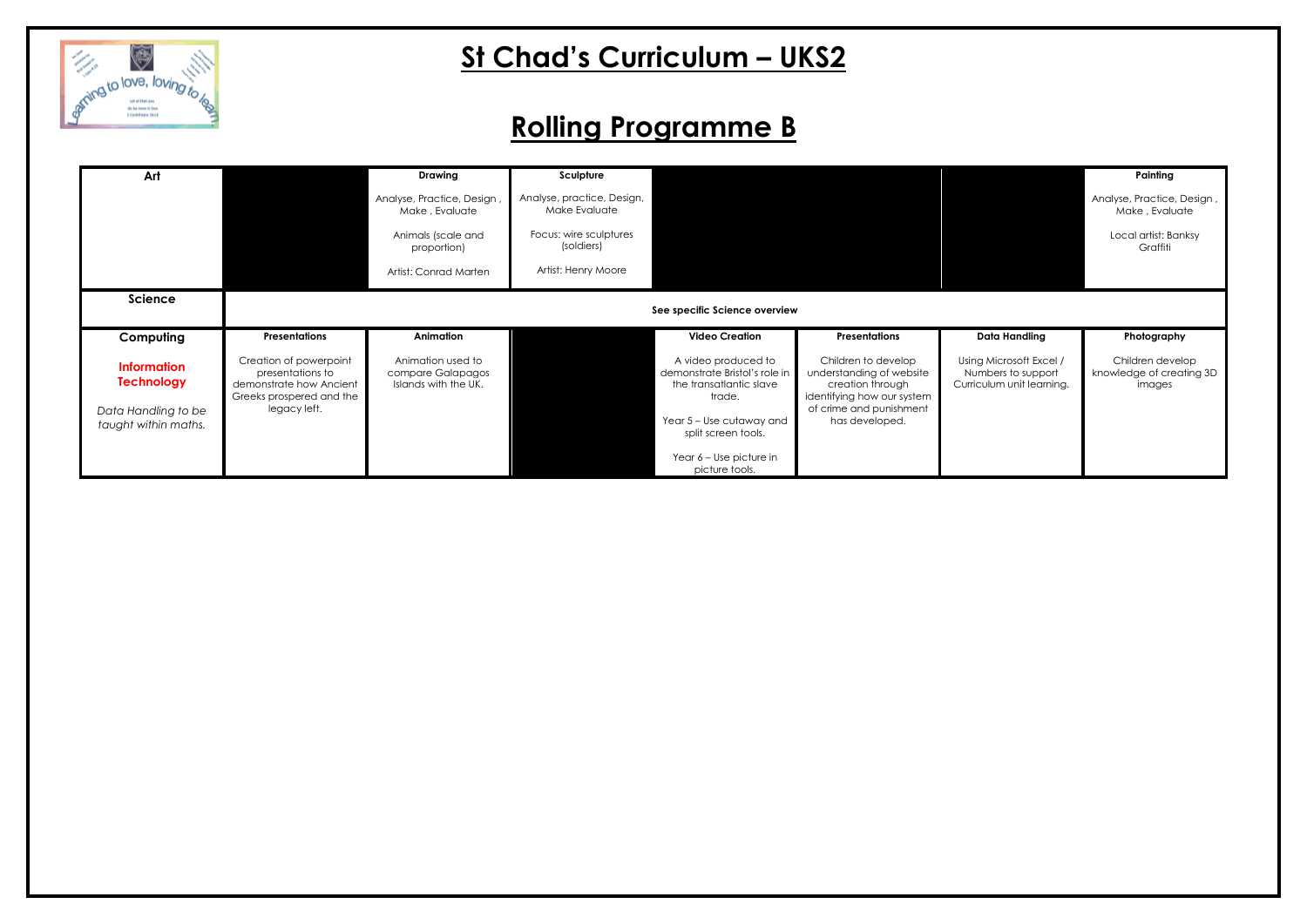# St Chad's Curriculum – UKS2

# Rolling Programme B

| Art | | Drawing | Sculpture | | | | Painting |
|---|---|---|---|---|---|---|---|
| | | Analyse, Practice, Design , Make , Evaluate<br><br>Animals (scale and proportion)<br><br>Artist: Conrad Marten | Analyse, practice, Design, Make Evaluate<br><br>Focus: wire sculptures (soldiers)<br><br>Artist: Henry Moore | | | | Analyse, Practice, Design , Make , Evaluate<br><br>Local artist: Banksy Graffiti |
| **Science** | See specific Science overview | | | | | | |
| **Computing**<br><br>**Information Technology**<br><br>*Data Handling to be taught within maths.* | **Presentations**<br><br>Creation of powerpoint presentations to demonstrate how Ancient Greeks prospered and the legacy left. | **Animation**<br><br>Animation used to compare Galapagos Islands with the UK. | | **Video Creation**<br><br>A video produced to demonstrate Bristol's role in the transatlantic slave trade.<br><br>Year 5 – Use cutaway and split screen tools.<br><br>Year 6 – Use picture in picture tools. | **Presentations**<br><br>Children to develop understanding of website creation through identifying how our system of crime and punishment has developed. | **Data Handling**<br><br>Using Microsoft Excel / Numbers to support Curriculum unit learning. | **Photography**<br><br>Children develop knowledge of creating 3D images |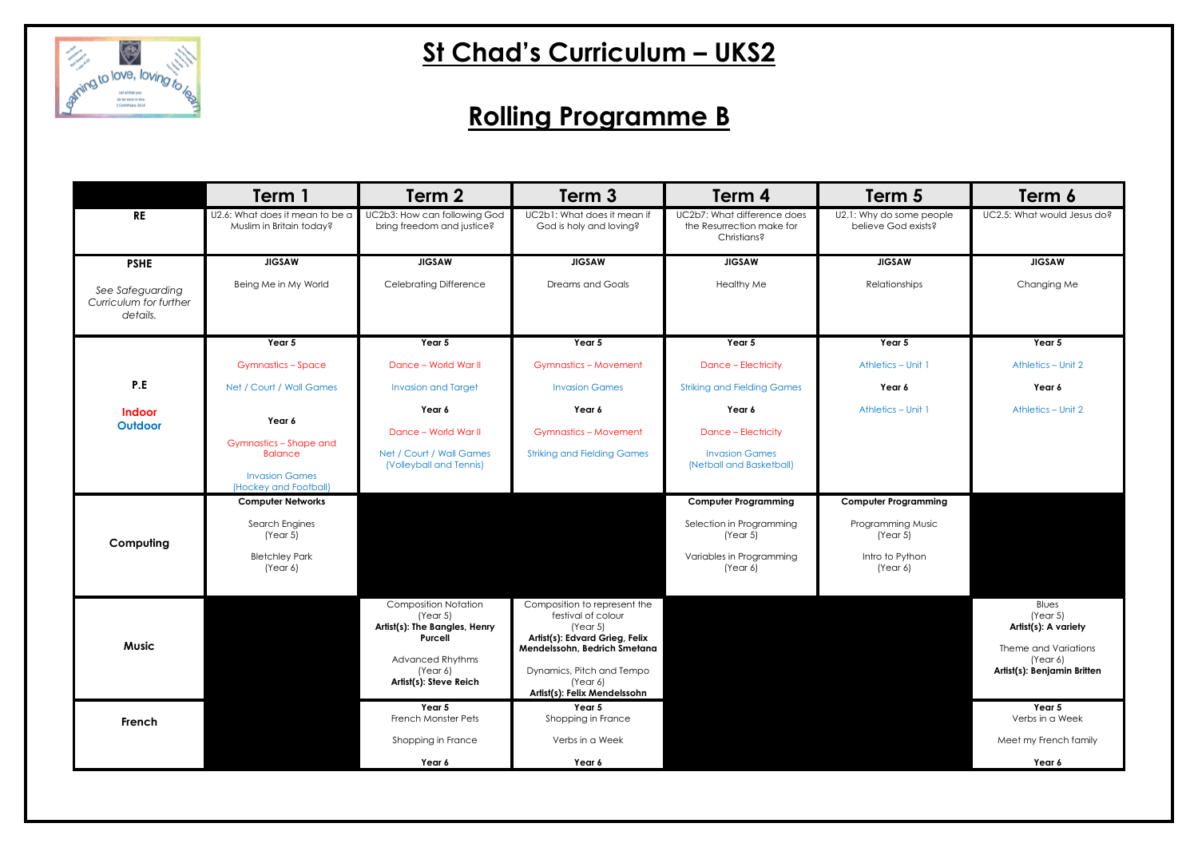# St Chad's Curriculum – UKS2

## Rolling Programme B

| | Term 1 | Term 2 | Term 3 | Term 4 | Term 5 | Term 6 |
|---|---|---|---|---|---|---|
| **RE** | U2.6: What does it mean to be a Muslim in Britain today? | UC2b3: How can following God bring freedom and justice? | UC2b1: What does it mean if God is holy and loving? | UC2b7: What difference does the Resurrection make for Christians? | U2.1: Why do some people believe God exists? | UC2.5: What would Jesus do? |
| **PSHE**<br>*See Safeguarding Curriculum for further details.* | **JIGSAW**<br>Being Me in My World | **JIGSAW**<br>Celebrating Difference | **JIGSAW**<br>Dreams and Goals | **JIGSAW**<br>Healthy Me | **JIGSAW**<br>Relationships | **JIGSAW**<br>Changing Me |
| **P.E**<br>**Indoor**<br>**Outdoor** | **Year 5**<br>Gymnastics – Space<br>Net / Court / Wall Games<br>**Year 6**<br>Gymnastics – Shape and Balance<br>Invasion Games (Hockey and Football) | **Year 5**<br>Dance – World War II<br>Invasion and Target<br>**Year 6**<br>Dance – World War II<br>Net / Court / Wall Games (Volleyball and Tennis) | **Year 5**<br>Gymnastics – Movement<br>Invasion Games<br>**Year 6**<br>Gymnastics – Movement<br>Striking and Fielding Games | **Year 5**<br>Dance – Electricity<br>Striking and Fielding Games<br>**Year 6**<br>Dance – Electricity<br>Invasion Games (Netball and Basketball) | **Year 5**<br>Athletics – Unit 1<br>**Year 6**<br>Athletics – Unit 1 | **Year 5**<br>Athletics – Unit 2<br>**Year 6**<br>Athletics – Unit 2 |
| **Computing** | **Computer Networks**<br>Search Engines (Year 5)<br>Bletchley Park (Year 6) | | | **Computer Programming**<br>Selection in Programming (Year 5)<br>Variables in Programming (Year 6) | **Computer Programming**<br>Programming Music (Year 5)<br>Intro to Python (Year 6) | |
| **Music** | | Composition Notation (Year 5)<br>**Artist(s): The Bangles, Henry Purcell**<br>Advanced Rhythms (Year 6)<br>**Artist(s): Steve Reich** | Composition to represent the festival of colour (Year 5)<br>**Artist(s): Edvard Grieg, Felix Mendelssohn, Bedrich Smetana**<br>Dynamics, Pitch and Tempo (Year 6)<br>**Artist(s): Felix Mendelssohn** | | | Blues (Year 5)<br>**Artist(s): A variety**<br>Theme and Variations (Year 6)<br>**Artist(s): Benjamin Britten** |
| **French** | | **Year 5**<br>French Monster Pets<br>Shopping in France<br>**Year 6** | **Year 5**<br>Shopping in France<br>Verbs in a Week<br>**Year 6** | | | **Year 5**<br>Verbs in a Week<br>Meet my French family<br>**Year 6** |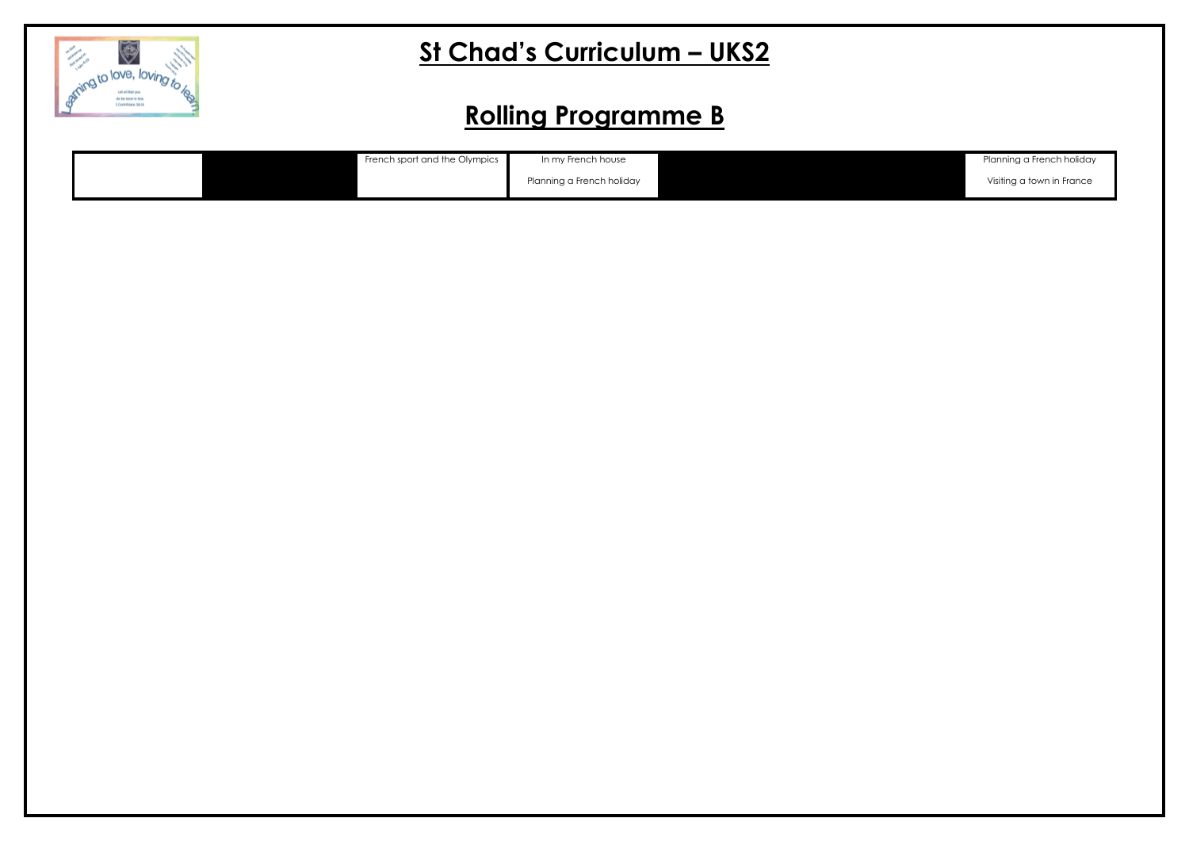# St Chad's Curriculum – UKS2

# Rolling Programme B

| | | | | | |
|---|---|---|---|---|---|
| | | French sport and the Olympics | In my French house<br><br>Planning a French holiday | | Planning a French holiday<br><br>Visiting a town in France |